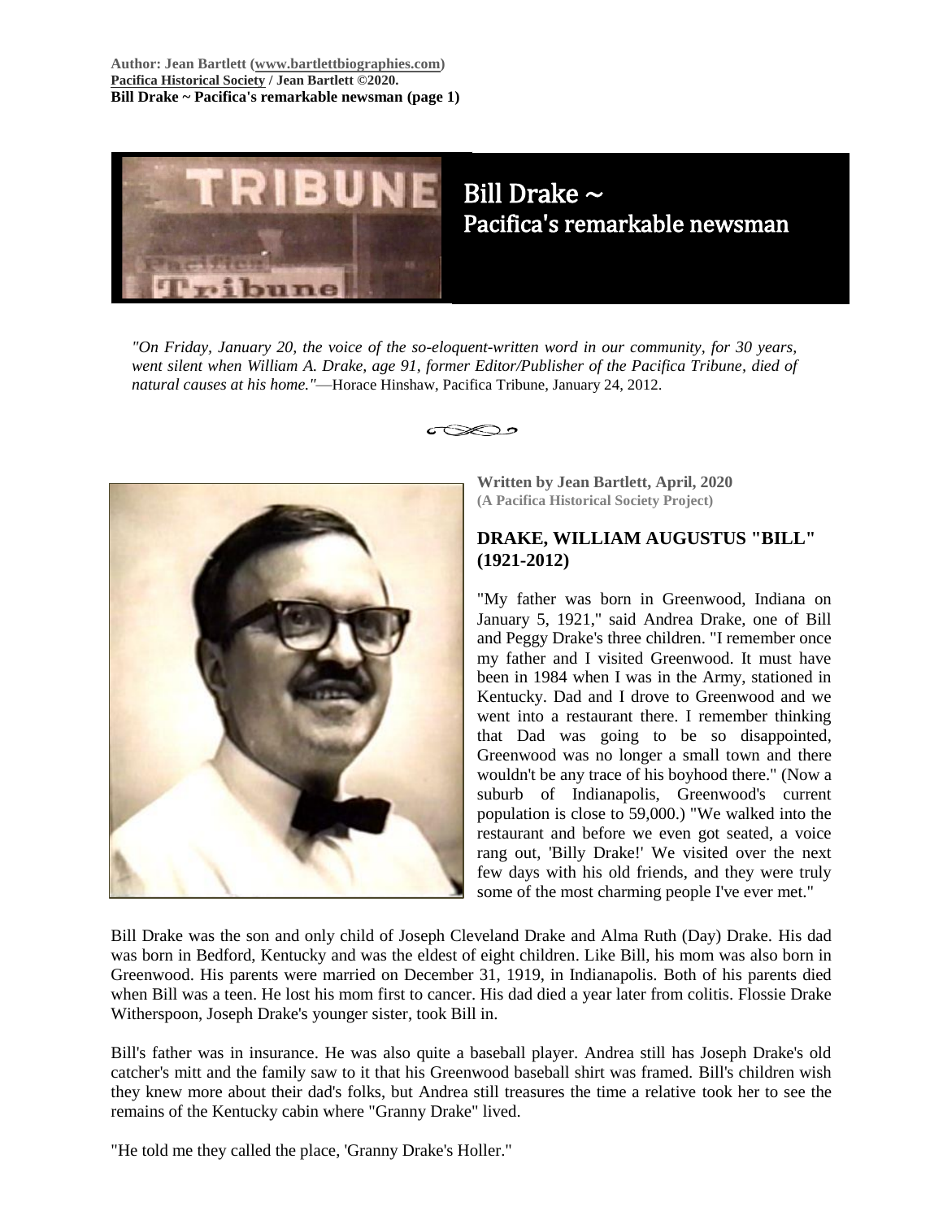Author: Jean Bartlett (www.bartlettbiographies.com)
Pacifica Historical Society / Jean Bartlett ©2020.
Bill Drake ~ Pacifica's remarkable newsman (page 1)

# Bill Drake ~ Pacifica's remarkable newsman

*"On Friday, January 20, the voice of the so-eloquent-written word in our community, for 30 years, went silent when William A. Drake, age 91, former Editor/Publisher of the Pacifica Tribune, died of natural causes at his home."*—Horace Hinshaw, Pacifica Tribune, January 24, 2012.

**Written by Jean Bartlett, April, 2020**
**(A Pacifica Historical Society Project)**

## DRAKE, WILLIAM AUGUSTUS "BILL" (1921-2012)

"My father was born in Greenwood, Indiana on January 5, 1921," said Andrea Drake, one of Bill and Peggy Drake's three children. "I remember once my father and I visited Greenwood. It must have been in 1984 when I was in the Army, stationed in Kentucky. Dad and I drove to Greenwood and we went into a restaurant there. I remember thinking that Dad was going to be so disappointed, Greenwood was no longer a small town and there wouldn't be any trace of his boyhood there." (Now a suburb of Indianapolis, Greenwood's current population is close to 59,000.) "We walked into the restaurant and before we even got seated, a voice rang out, 'Billy Drake!' We visited over the next few days with his old friends, and they were truly some of the most charming people I've ever met."

Bill Drake was the son and only child of Joseph Cleveland Drake and Alma Ruth (Day) Drake. His dad was born in Bedford, Kentucky and was the eldest of eight children. Like Bill, his mom was also born in Greenwood. His parents were married on December 31, 1919, in Indianapolis. Both of his parents died when Bill was a teen. He lost his mom first to cancer. His dad died a year later from colitis. Flossie Drake Witherspoon, Joseph Drake's younger sister, took Bill in.

Bill's father was in insurance. He was also quite a baseball player. Andrea still has Joseph Drake's old catcher's mitt and the family saw to it that his Greenwood baseball shirt was framed. Bill's children wish they knew more about their dad's folks, but Andrea still treasures the time a relative took her to see the remains of the Kentucky cabin where "Granny Drake" lived.

"He told me they called the place, 'Granny Drake's Holler."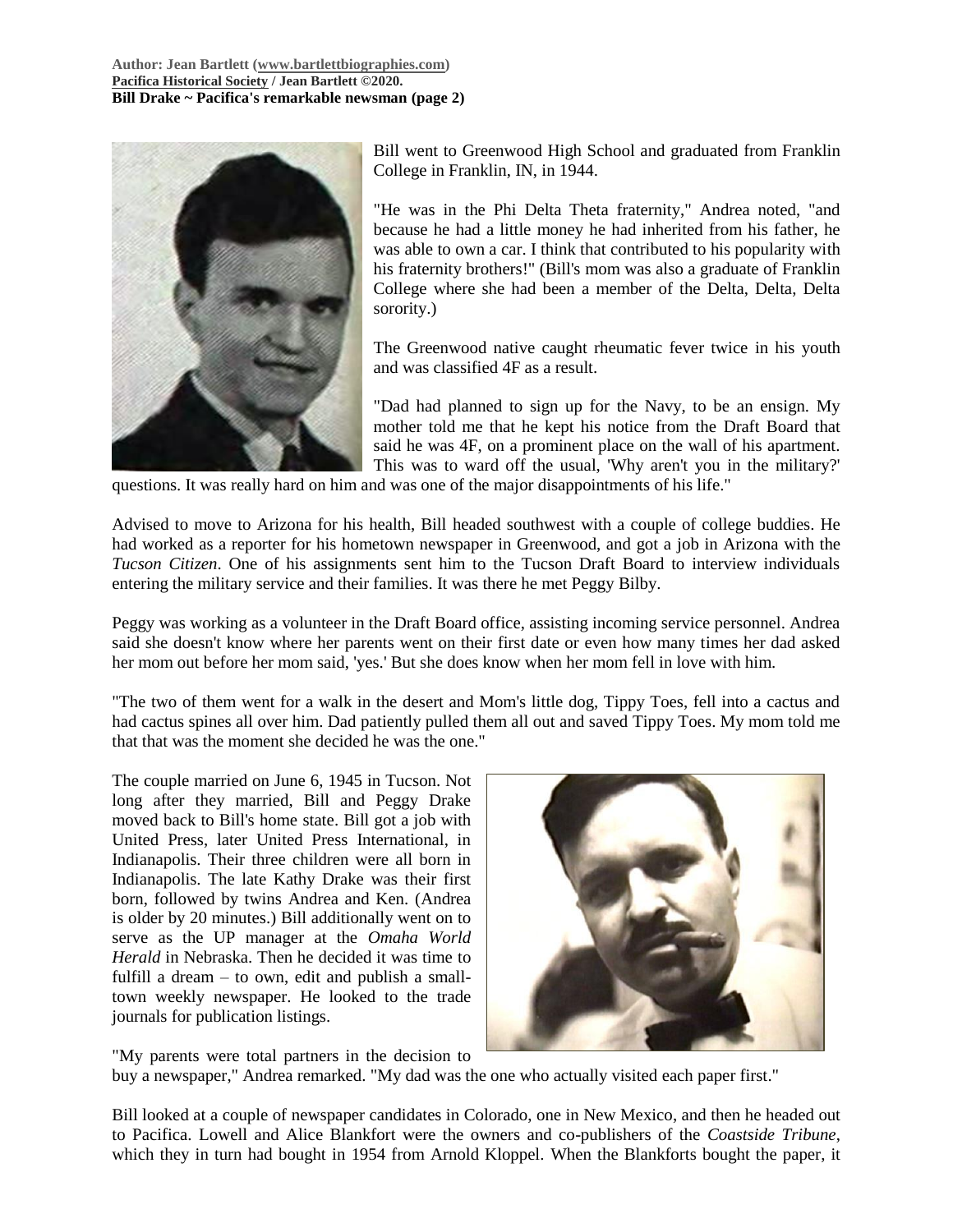Bill went to Greenwood High School and graduated from Franklin College in Franklin, IN, in 1944.

"He was in the Phi Delta Theta fraternity," Andrea noted, "and because he had a little money he had inherited from his father, he was able to own a car. I think that contributed to his popularity with his fraternity brothers!" (Bill's mom was also a graduate of Franklin College where she had been a member of the Delta, Delta, Delta sorority.)

The Greenwood native caught rheumatic fever twice in his youth and was classified 4F as a result.

"Dad had planned to sign up for the Navy, to be an ensign. My mother told me that he kept his notice from the Draft Board that said he was 4F, on a prominent place on the wall of his apartment. This was to ward off the usual, 'Why aren't you in the military?' questions. It was really hard on him and was one of the major disappointments of his life."

Advised to move to Arizona for his health, Bill headed southwest with a couple of college buddies. He had worked as a reporter for his hometown newspaper in Greenwood, and got a job in Arizona with the *Tucson Citizen*. One of his assignments sent him to the Tucson Draft Board to interview individuals entering the military service and their families. It was there he met Peggy Bilby.

Peggy was working as a volunteer in the Draft Board office, assisting incoming service personnel. Andrea said she doesn't know where her parents went on their first date or even how many times her dad asked her mom out before her mom said, 'yes.' But she does know when her mom fell in love with him.

"The two of them went for a walk in the desert and Mom's little dog, Tippy Toes, fell into a cactus and had cactus spines all over him. Dad patiently pulled them all out and saved Tippy Toes. My mom told me that that was the moment she decided he was the one."

The couple married on June 6, 1945 in Tucson. Not long after they married, Bill and Peggy Drake moved back to Bill's home state. Bill got a job with United Press, later United Press International, in Indianapolis. Their three children were all born in Indianapolis. The late Kathy Drake was their first born, followed by twins Andrea and Ken. (Andrea is older by 20 minutes.) Bill additionally went on to serve as the UP manager at the *Omaha World Herald* in Nebraska. Then he decided it was time to fulfill a dream – to own, edit and publish a small-town weekly newspaper. He looked to the trade journals for publication listings.

"My parents were total partners in the decision to buy a newspaper," Andrea remarked. "My dad was the one who actually visited each paper first."

Bill looked at a couple of newspaper candidates in Colorado, one in New Mexico, and then he headed out to Pacifica. Lowell and Alice Blankfort were the owners and co-publishers of the *Coastside Tribune*, which they in turn had bought in 1954 from Arnold Kloppel. When the Blankforts bought the paper, it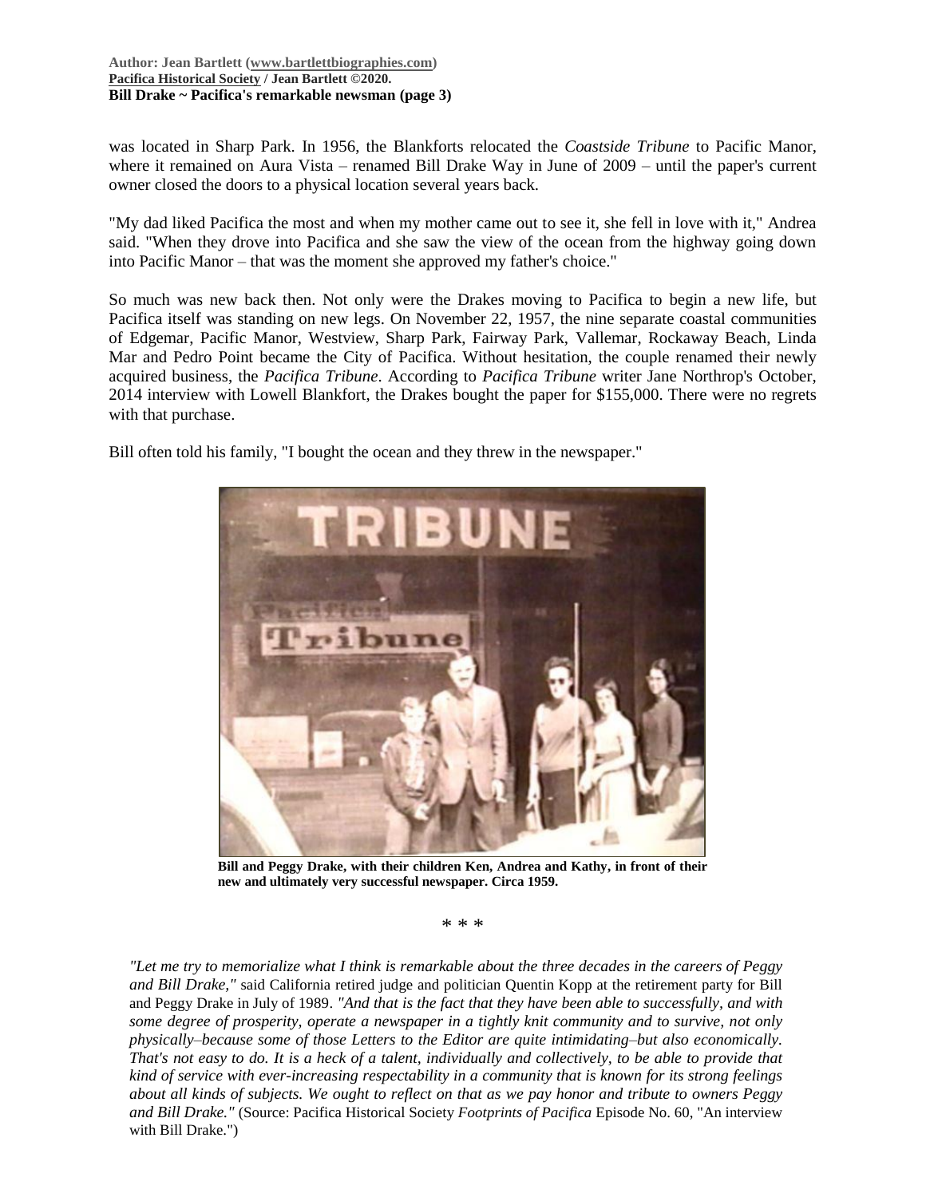was located in Sharp Park. In 1956, the Blankforts relocated the *Coastside Tribune* to Pacific Manor, where it remained on Aura Vista – renamed Bill Drake Way in June of 2009 – until the paper's current owner closed the doors to a physical location several years back.

"My dad liked Pacifica the most and when my mother came out to see it, she fell in love with it," Andrea said. "When they drove into Pacifica and she saw the view of the ocean from the highway going down into Pacific Manor – that was the moment she approved my father's choice."

So much was new back then. Not only were the Drakes moving to Pacifica to begin a new life, but Pacifica itself was standing on new legs. On November 22, 1957, the nine separate coastal communities of Edgemar, Pacific Manor, Westview, Sharp Park, Fairway Park, Vallemar, Rockaway Beach, Linda Mar and Pedro Point became the City of Pacifica. Without hesitation, the couple renamed their newly acquired business, the *Pacifica Tribune*. According to *Pacifica Tribune* writer Jane Northrop's October, 2014 interview with Lowell Blankfort, the Drakes bought the paper for $155,000. There were no regrets with that purchase.

Bill often told his family, "I bought the ocean and they threw in the newspaper."

**Bill and Peggy Drake, with their children Ken, Andrea and Kathy, in front of their new and ultimately very successful newspaper. Circa 1959.**

\* \* \*

*"Let me try to memorialize what I think is remarkable about the three decades in the careers of Peggy and Bill Drake,"* said California retired judge and politician Quentin Kopp at the retirement party for Bill and Peggy Drake in July of 1989. *"And that is the fact that they have been able to successfully, and with some degree of prosperity, operate a newspaper in a tightly knit community and to survive, not only physically–because some of those Letters to the Editor are quite intimidating–but also economically. That's not easy to do. It is a heck of a talent, individually and collectively, to be able to provide that kind of service with ever-increasing respectability in a community that is known for its strong feelings about all kinds of subjects. We ought to reflect on that as we pay honor and tribute to owners Peggy and Bill Drake."* (Source: Pacifica Historical Society *Footprints of Pacifica* Episode No. 60, "An interview with Bill Drake.")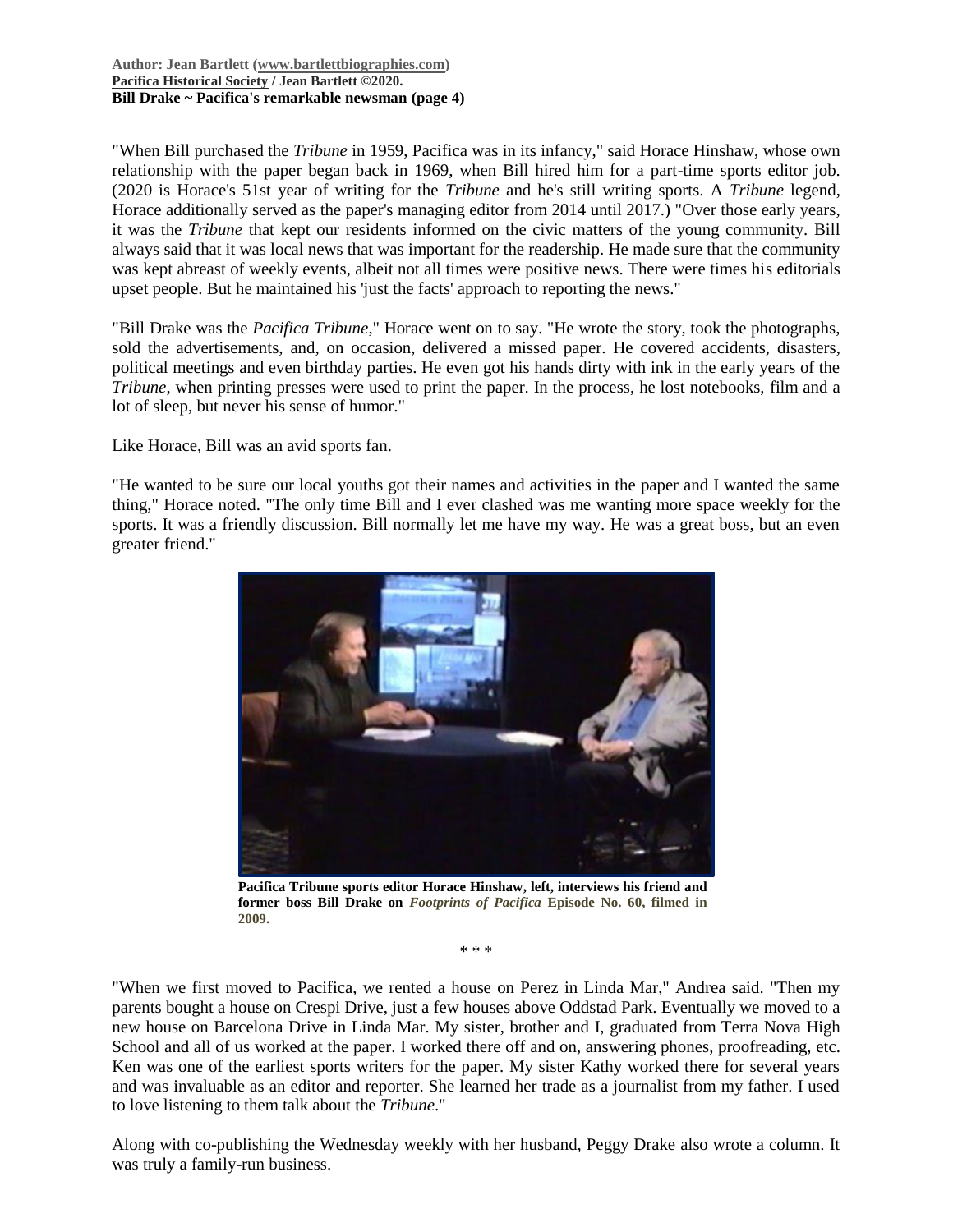"When Bill purchased the *Tribune* in 1959, Pacifica was in its infancy," said Horace Hinshaw, whose own relationship with the paper began back in 1969, when Bill hired him for a part-time sports editor job. (2020 is Horace's 51st year of writing for the *Tribune* and he's still writing sports. A *Tribune* legend, Horace additionally served as the paper's managing editor from 2014 until 2017.) "Over those early years, it was the *Tribune* that kept our residents informed on the civic matters of the young community. Bill always said that it was local news that was important for the readership. He made sure that the community was kept abreast of weekly events, albeit not all times were positive news. There were times his editorials upset people. But he maintained his 'just the facts' approach to reporting the news."

"Bill Drake was the *Pacifica Tribune*," Horace went on to say. "He wrote the story, took the photographs, sold the advertisements, and, on occasion, delivered a missed paper. He covered accidents, disasters, political meetings and even birthday parties. He even got his hands dirty with ink in the early years of the *Tribune*, when printing presses were used to print the paper. In the process, he lost notebooks, film and a lot of sleep, but never his sense of humor."

Like Horace, Bill was an avid sports fan.

"He wanted to be sure our local youths got their names and activities in the paper and I wanted the same thing," Horace noted. "The only time Bill and I ever clashed was me wanting more space weekly for the sports. It was a friendly discussion. Bill normally let me have my way. He was a great boss, but an even greater friend."

**Pacifica Tribune sports editor Horace Hinshaw, left, interviews his friend and former boss Bill Drake on *Footprints of Pacifica* Episode No. 60, filmed in 2009.**

\* \* \*

"When we first moved to Pacifica, we rented a house on Perez in Linda Mar," Andrea said. "Then my parents bought a house on Crespi Drive, just a few houses above Oddstad Park. Eventually we moved to a new house on Barcelona Drive in Linda Mar. My sister, brother and I, graduated from Terra Nova High School and all of us worked at the paper. I worked there off and on, answering phones, proofreading, etc. Ken was one of the earliest sports writers for the paper. My sister Kathy worked there for several years and was invaluable as an editor and reporter. She learned her trade as a journalist from my father. I used to love listening to them talk about the *Tribune*."

Along with co-publishing the Wednesday weekly with her husband, Peggy Drake also wrote a column. It was truly a family-run business.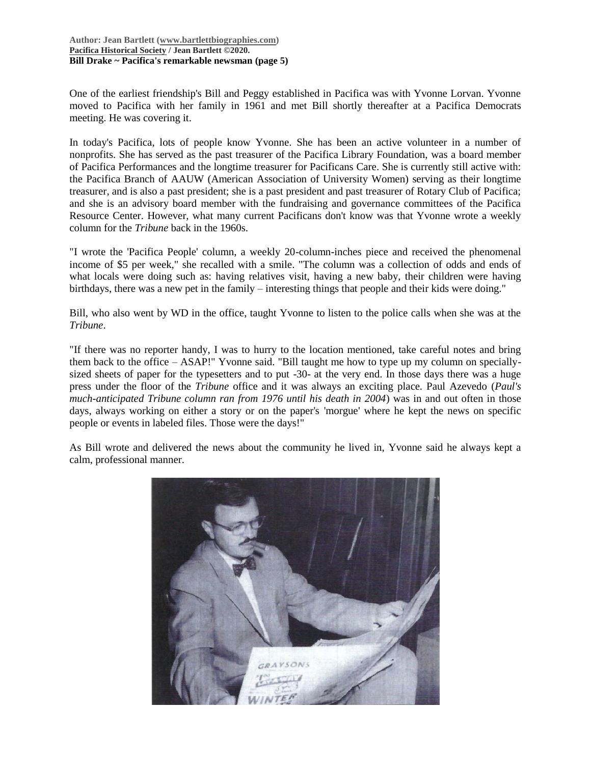One of the earliest friendship's Bill and Peggy established in Pacifica was with Yvonne Lorvan. Yvonne moved to Pacifica with her family in 1961 and met Bill shortly thereafter at a Pacifica Democrats meeting. He was covering it.

In today's Pacifica, lots of people know Yvonne. She has been an active volunteer in a number of nonprofits. She has served as the past treasurer of the Pacifica Library Foundation, was a board member of Pacifica Performances and the longtime treasurer for Pacificans Care. She is currently still active with: the Pacifica Branch of AAUW (American Association of University Women) serving as their longtime treasurer, and is also a past president; she is a past president and past treasurer of Rotary Club of Pacifica; and she is an advisory board member with the fundraising and governance committees of the Pacifica Resource Center. However, what many current Pacificans don't know was that Yvonne wrote a weekly column for the *Tribune* back in the 1960s.

"I wrote the 'Pacifica People' column, a weekly 20-column-inches piece and received the phenomenal income of $5 per week," she recalled with a smile. "The column was a collection of odds and ends of what locals were doing such as: having relatives visit, having a new baby, their children were having birthdays, there was a new pet in the family – interesting things that people and their kids were doing."

Bill, who also went by WD in the office, taught Yvonne to listen to the police calls when she was at the *Tribune*.

"If there was no reporter handy, I was to hurry to the location mentioned, take careful notes and bring them back to the office – ASAP!" Yvonne said. "Bill taught me how to type up my column on specially-sized sheets of paper for the typesetters and to put -30- at the very end. In those days there was a huge press under the floor of the *Tribune* office and it was always an exciting place. Paul Azevedo (*Paul's much-anticipated Tribune column ran from 1976 until his death in 2004*) was in and out often in those days, always working on either a story or on the paper's 'morgue' where he kept the news on specific people or events in labeled files. Those were the days!"

As Bill wrote and delivered the news about the community he lived in, Yvonne said he always kept a calm, professional manner.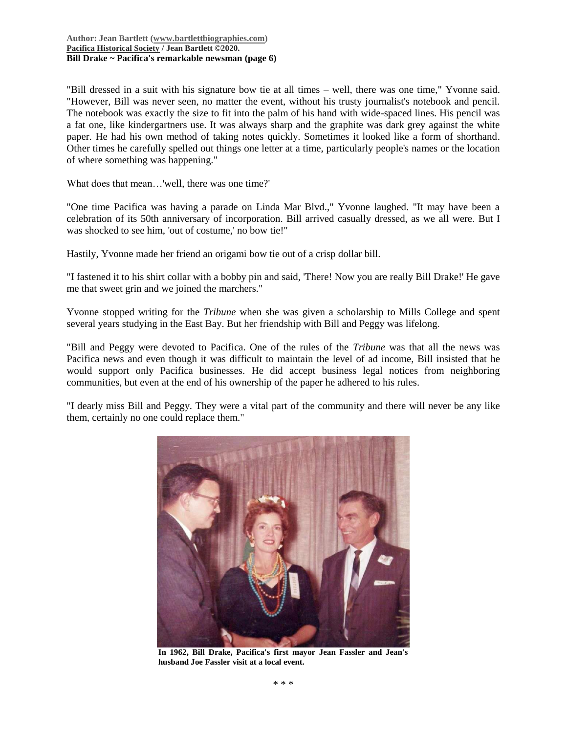"Bill dressed in a suit with his signature bow tie at all times – well, there was one time," Yvonne said. "However, Bill was never seen, no matter the event, without his trusty journalist's notebook and pencil. The notebook was exactly the size to fit into the palm of his hand with wide-spaced lines. His pencil was a fat one, like kindergartners use. It was always sharp and the graphite was dark grey against the white paper. He had his own method of taking notes quickly. Sometimes it looked like a form of shorthand. Other times he carefully spelled out things one letter at a time, particularly people's names or the location of where something was happening."

What does that mean…'well, there was one time?'

"One time Pacifica was having a parade on Linda Mar Blvd.," Yvonne laughed. "It may have been a celebration of its 50th anniversary of incorporation. Bill arrived casually dressed, as we all were. But I was shocked to see him, 'out of costume,' no bow tie!"

Hastily, Yvonne made her friend an origami bow tie out of a crisp dollar bill.

"I fastened it to his shirt collar with a bobby pin and said, 'There! Now you are really Bill Drake!' He gave me that sweet grin and we joined the marchers."

Yvonne stopped writing for the *Tribune* when she was given a scholarship to Mills College and spent several years studying in the East Bay. But her friendship with Bill and Peggy was lifelong.

"Bill and Peggy were devoted to Pacifica. One of the rules of the *Tribune* was that all the news was Pacifica news and even though it was difficult to maintain the level of ad income, Bill insisted that he would support only Pacifica businesses. He did accept business legal notices from neighboring communities, but even at the end of his ownership of the paper he adhered to his rules.

"I dearly miss Bill and Peggy. They were a vital part of the community and there will never be any like them, certainly no one could replace them."

**In 1962, Bill Drake, Pacifica's first mayor Jean Fassler and Jean's husband Joe Fassler visit at a local event.**

\* \* \*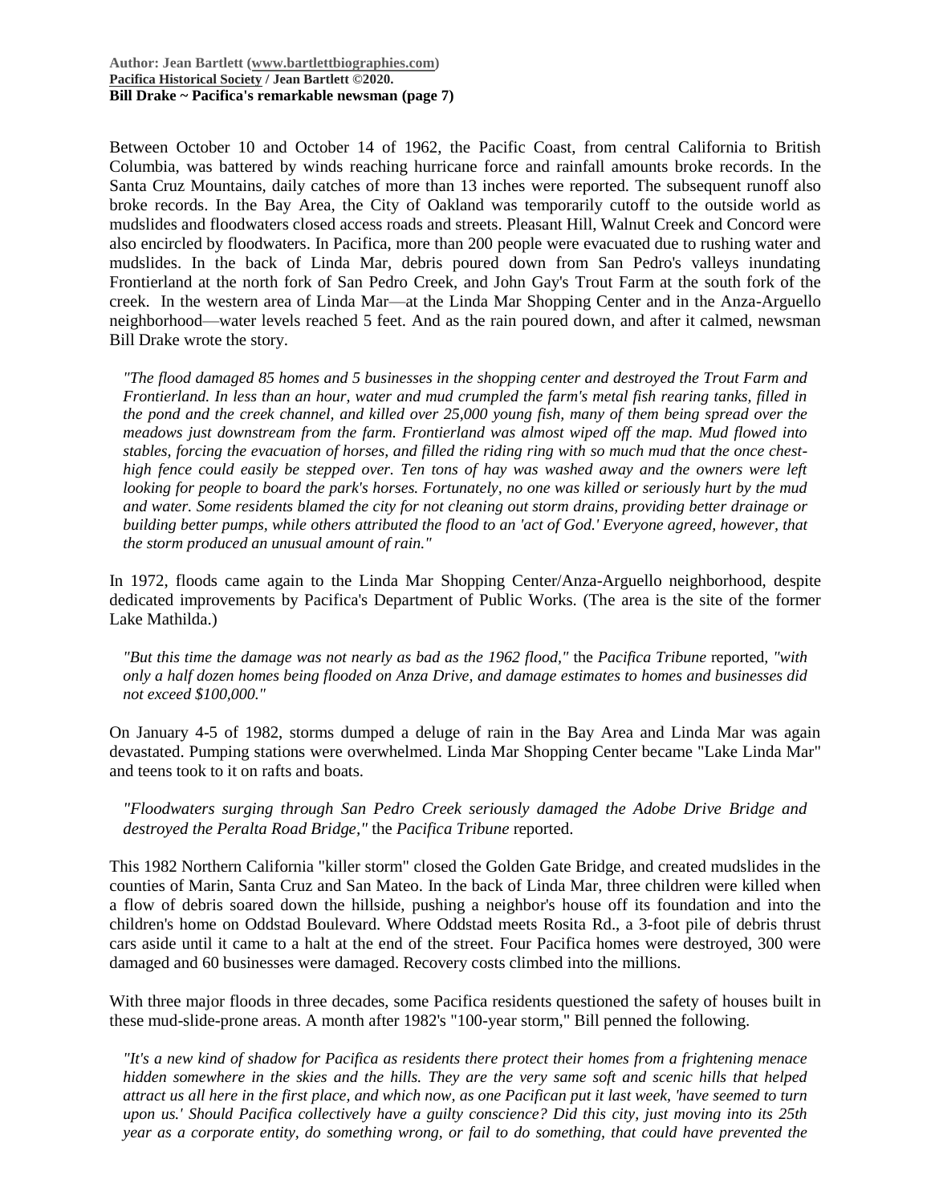Between October 10 and October 14 of 1962, the Pacific Coast, from central California to British Columbia, was battered by winds reaching hurricane force and rainfall amounts broke records. In the Santa Cruz Mountains, daily catches of more than 13 inches were reported. The subsequent runoff also broke records. In the Bay Area, the City of Oakland was temporarily cutoff to the outside world as mudslides and floodwaters closed access roads and streets. Pleasant Hill, Walnut Creek and Concord were also encircled by floodwaters. In Pacifica, more than 200 people were evacuated due to rushing water and mudslides. In the back of Linda Mar, debris poured down from San Pedro's valleys inundating Frontierland at the north fork of San Pedro Creek, and John Gay's Trout Farm at the south fork of the creek. In the western area of Linda Mar—at the Linda Mar Shopping Center and in the Anza-Arguello neighborhood—water levels reached 5 feet. And as the rain poured down, and after it calmed, newsman Bill Drake wrote the story.

> *"The flood damaged 85 homes and 5 businesses in the shopping center and destroyed the Trout Farm and Frontierland. In less than an hour, water and mud crumpled the farm's metal fish rearing tanks, filled in the pond and the creek channel, and killed over 25,000 young fish, many of them being spread over the meadows just downstream from the farm. Frontierland was almost wiped off the map. Mud flowed into stables, forcing the evacuation of horses, and filled the riding ring with so much mud that the once chest-high fence could easily be stepped over. Ten tons of hay was washed away and the owners were left looking for people to board the park's horses. Fortunately, no one was killed or seriously hurt by the mud and water. Some residents blamed the city for not cleaning out storm drains, providing better drainage or building better pumps, while others attributed the flood to an 'act of God.' Everyone agreed, however, that the storm produced an unusual amount of rain."*

In 1972, floods came again to the Linda Mar Shopping Center/Anza-Arguello neighborhood, despite dedicated improvements by Pacifica's Department of Public Works. (The area is the site of the former Lake Mathilda.)

> *"But this time the damage was not nearly as bad as the 1962 flood,"* the *Pacifica Tribune* reported, *"with only a half dozen homes being flooded on Anza Drive, and damage estimates to homes and businesses did not exceed $100,000."*

On January 4-5 of 1982, storms dumped a deluge of rain in the Bay Area and Linda Mar was again devastated. Pumping stations were overwhelmed. Linda Mar Shopping Center became "Lake Linda Mar" and teens took to it on rafts and boats.

> *"Floodwaters surging through San Pedro Creek seriously damaged the Adobe Drive Bridge and destroyed the Peralta Road Bridge,"* the *Pacifica Tribune* reported.

This 1982 Northern California "killer storm" closed the Golden Gate Bridge, and created mudslides in the counties of Marin, Santa Cruz and San Mateo. In the back of Linda Mar, three children were killed when a flow of debris soared down the hillside, pushing a neighbor's house off its foundation and into the children's home on Oddstad Boulevard. Where Oddstad meets Rosita Rd., a 3-foot pile of debris thrust cars aside until it came to a halt at the end of the street. Four Pacifica homes were destroyed, 300 were damaged and 60 businesses were damaged. Recovery costs climbed into the millions.

With three major floods in three decades, some Pacifica residents questioned the safety of houses built in these mud-slide-prone areas. A month after 1982's "100-year storm," Bill penned the following.

> *"It's a new kind of shadow for Pacifica as residents there protect their homes from a frightening menace hidden somewhere in the skies and the hills. They are the very same soft and scenic hills that helped attract us all here in the first place, and which now, as one Pacifican put it last week, 'have seemed to turn upon us.' Should Pacifica collectively have a guilty conscience? Did this city, just moving into its 25th year as a corporate entity, do something wrong, or fail to do something, that could have prevented the*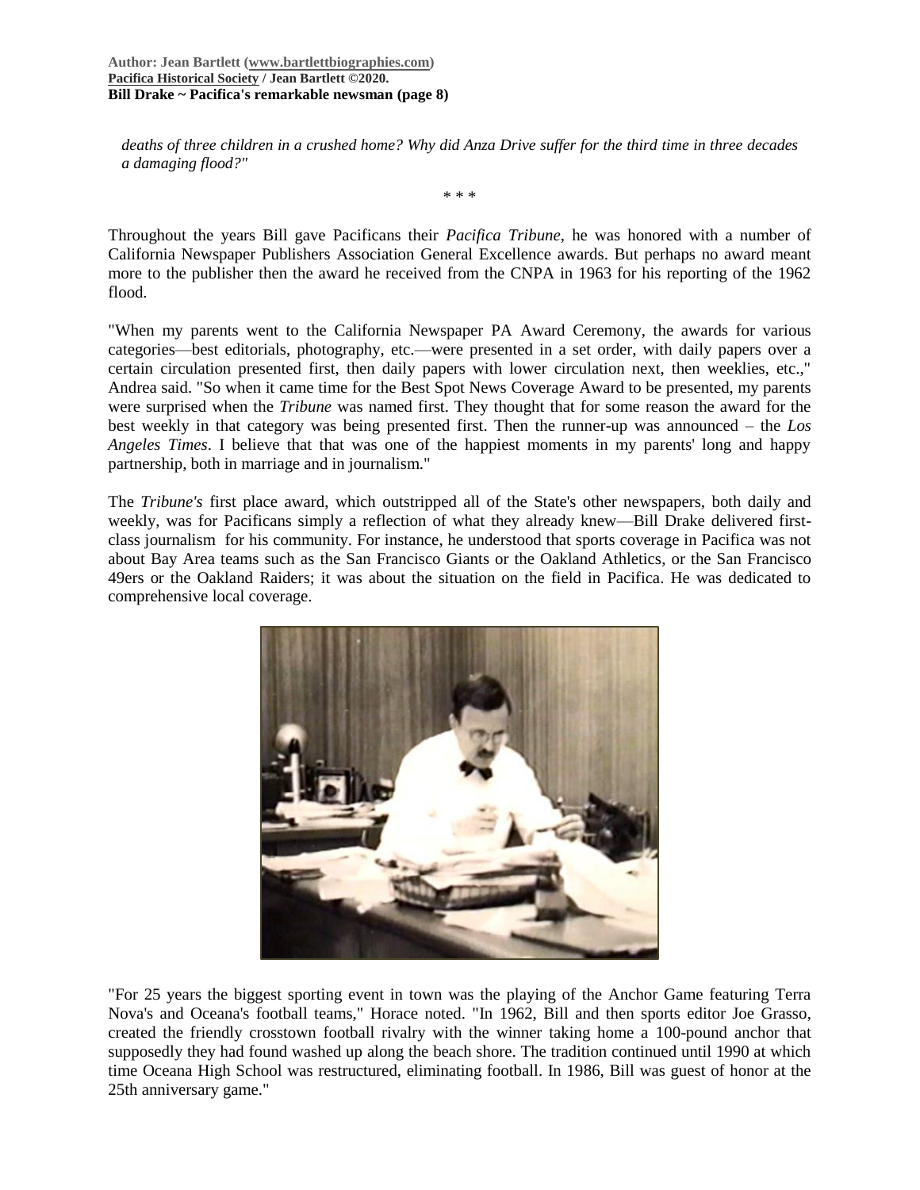*deaths of three children in a crushed home? Why did Anza Drive suffer for the third time in three decades a damaging flood?"*

\* \* \*

Throughout the years Bill gave Pacificans their *Pacifica Tribune*, he was honored with a number of California Newspaper Publishers Association General Excellence awards. But perhaps no award meant more to the publisher then the award he received from the CNPA in 1963 for his reporting of the 1962 flood.

"When my parents went to the California Newspaper PA Award Ceremony, the awards for various categories—best editorials, photography, etc.—were presented in a set order, with daily papers over a certain circulation presented first, then daily papers with lower circulation next, then weeklies, etc.," Andrea said. "So when it came time for the Best Spot News Coverage Award to be presented, my parents were surprised when the *Tribune* was named first. They thought that for some reason the award for the best weekly in that category was being presented first. Then the runner-up was announced – the *Los Angeles Times*. I believe that that was one of the happiest moments in my parents' long and happy partnership, both in marriage and in journalism."

The *Tribune's* first place award, which outstripped all of the State's other newspapers, both daily and weekly, was for Pacificans simply a reflection of what they already knew—Bill Drake delivered first-class journalism for his community. For instance, he understood that sports coverage in Pacifica was not about Bay Area teams such as the San Francisco Giants or the Oakland Athletics, or the San Francisco 49ers or the Oakland Raiders; it was about the situation on the field in Pacifica. He was dedicated to comprehensive local coverage.

"For 25 years the biggest sporting event in town was the playing of the Anchor Game featuring Terra Nova's and Oceana's football teams," Horace noted. "In 1962, Bill and then sports editor Joe Grasso, created the friendly crosstown football rivalry with the winner taking home a 100-pound anchor that supposedly they had found washed up along the beach shore. The tradition continued until 1990 at which time Oceana High School was restructured, eliminating football. In 1986, Bill was guest of honor at the 25th anniversary game."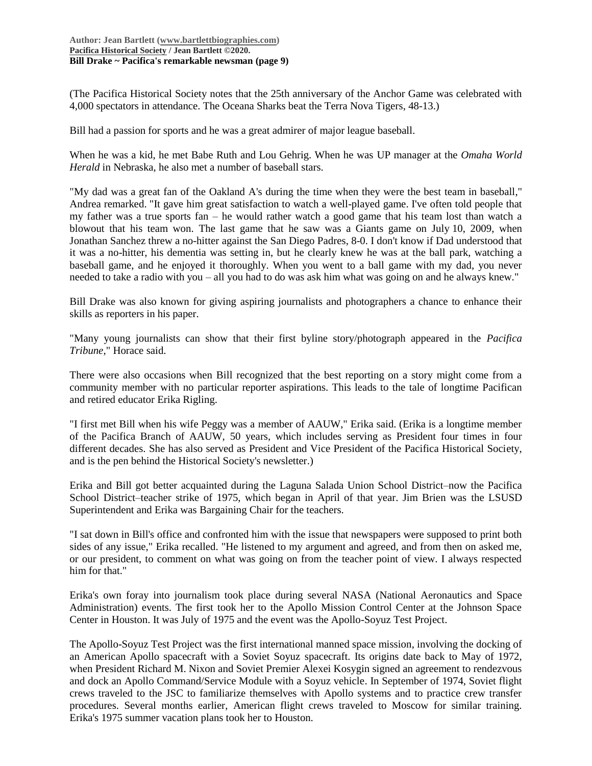(The Pacifica Historical Society notes that the 25th anniversary of the Anchor Game was celebrated with 4,000 spectators in attendance. The Oceana Sharks beat the Terra Nova Tigers, 48-13.)

Bill had a passion for sports and he was a great admirer of major league baseball.

When he was a kid, he met Babe Ruth and Lou Gehrig. When he was UP manager at the *Omaha World Herald* in Nebraska, he also met a number of baseball stars.

"My dad was a great fan of the Oakland A's during the time when they were the best team in baseball," Andrea remarked. "It gave him great satisfaction to watch a well-played game. I've often told people that my father was a true sports fan – he would rather watch a good game that his team lost than watch a blowout that his team won. The last game that he saw was a Giants game on July 10, 2009, when Jonathan Sanchez threw a no-hitter against the San Diego Padres, 8-0. I don't know if Dad understood that it was a no-hitter, his dementia was setting in, but he clearly knew he was at the ball park, watching a baseball game, and he enjoyed it thoroughly. When you went to a ball game with my dad, you never needed to take a radio with you – all you had to do was ask him what was going on and he always knew."

Bill Drake was also known for giving aspiring journalists and photographers a chance to enhance their skills as reporters in his paper.

"Many young journalists can show that their first byline story/photograph appeared in the *Pacifica Tribune*," Horace said.

There were also occasions when Bill recognized that the best reporting on a story might come from a community member with no particular reporter aspirations. This leads to the tale of longtime Pacifican and retired educator Erika Rigling.

"I first met Bill when his wife Peggy was a member of AAUW," Erika said. (Erika is a longtime member of the Pacifica Branch of AAUW, 50 years, which includes serving as President four times in four different decades. She has also served as President and Vice President of the Pacifica Historical Society, and is the pen behind the Historical Society's newsletter.)

Erika and Bill got better acquainted during the Laguna Salada Union School District–now the Pacifica School District–teacher strike of 1975, which began in April of that year. Jim Brien was the LSUSD Superintendent and Erika was Bargaining Chair for the teachers.

"I sat down in Bill's office and confronted him with the issue that newspapers were supposed to print both sides of any issue," Erika recalled. "He listened to my argument and agreed, and from then on asked me, or our president, to comment on what was going on from the teacher point of view. I always respected him for that."

Erika's own foray into journalism took place during several NASA (National Aeronautics and Space Administration) events. The first took her to the Apollo Mission Control Center at the Johnson Space Center in Houston. It was July of 1975 and the event was the Apollo-Soyuz Test Project.

The Apollo-Soyuz Test Project was the first international manned space mission, involving the docking of an American Apollo spacecraft with a Soviet Soyuz spacecraft. Its origins date back to May of 1972, when President Richard M. Nixon and Soviet Premier Alexei Kosygin signed an agreement to rendezvous and dock an Apollo Command/Service Module with a Soyuz vehicle. In September of 1974, Soviet flight crews traveled to the JSC to familiarize themselves with Apollo systems and to practice crew transfer procedures. Several months earlier, American flight crews traveled to Moscow for similar training. Erika's 1975 summer vacation plans took her to Houston.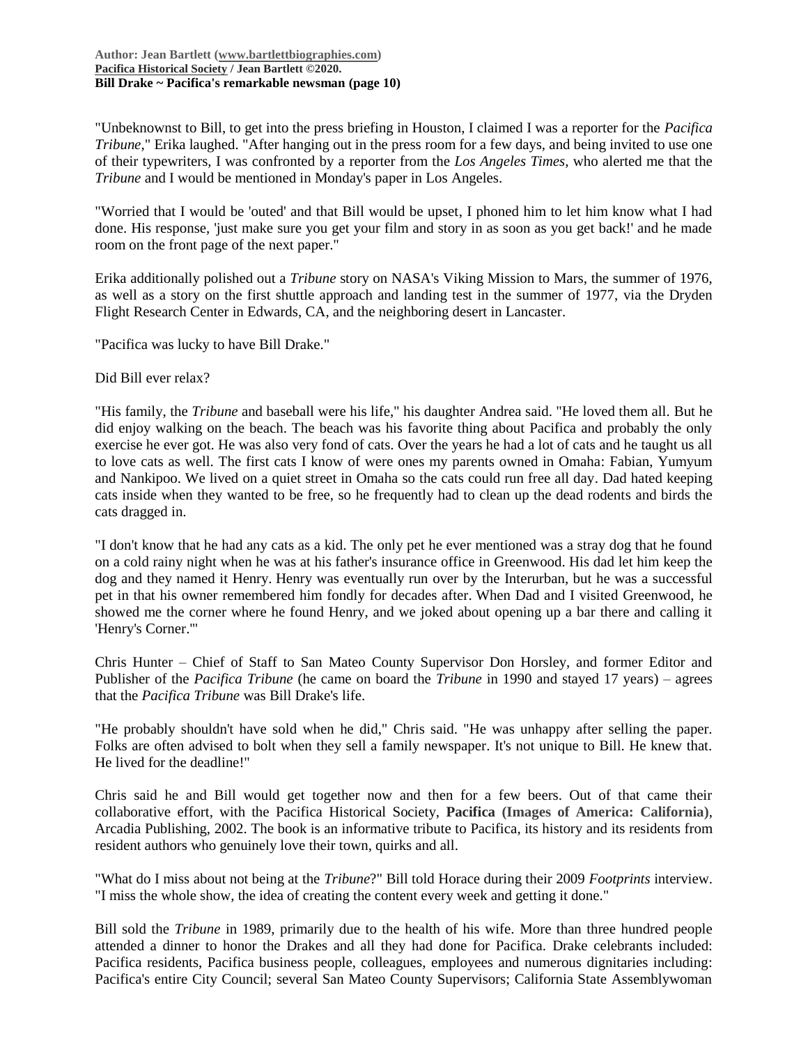"Unbeknownst to Bill, to get into the press briefing in Houston, I claimed I was a reporter for the *Pacifica Tribune*," Erika laughed. "After hanging out in the press room for a few days, and being invited to use one of their typewriters, I was confronted by a reporter from the *Los Angeles Times*, who alerted me that the *Tribune* and I would be mentioned in Monday's paper in Los Angeles.

"Worried that I would be 'outed' and that Bill would be upset, I phoned him to let him know what I had done. His response, 'just make sure you get your film and story in as soon as you get back!' and he made room on the front page of the next paper."

Erika additionally polished out a *Tribune* story on NASA's Viking Mission to Mars, the summer of 1976, as well as a story on the first shuttle approach and landing test in the summer of 1977, via the Dryden Flight Research Center in Edwards, CA, and the neighboring desert in Lancaster.

"Pacifica was lucky to have Bill Drake."

Did Bill ever relax?

"His family, the *Tribune* and baseball were his life," his daughter Andrea said. "He loved them all. But he did enjoy walking on the beach. The beach was his favorite thing about Pacifica and probably the only exercise he ever got. He was also very fond of cats. Over the years he had a lot of cats and he taught us all to love cats as well. The first cats I know of were ones my parents owned in Omaha: Fabian, Yumyum and Nankipoo. We lived on a quiet street in Omaha so the cats could run free all day. Dad hated keeping cats inside when they wanted to be free, so he frequently had to clean up the dead rodents and birds the cats dragged in.

"I don't know that he had any cats as a kid. The only pet he ever mentioned was a stray dog that he found on a cold rainy night when he was at his father's insurance office in Greenwood. His dad let him keep the dog and they named it Henry. Henry was eventually run over by the Interurban, but he was a successful pet in that his owner remembered him fondly for decades after. When Dad and I visited Greenwood, he showed me the corner where he found Henry, and we joked about opening up a bar there and calling it 'Henry's Corner.'"

Chris Hunter – Chief of Staff to San Mateo County Supervisor Don Horsley, and former Editor and Publisher of the *Pacifica Tribune* (he came on board the *Tribune* in 1990 and stayed 17 years) – agrees that the *Pacifica Tribune* was Bill Drake's life.

"He probably shouldn't have sold when he did," Chris said. "He was unhappy after selling the paper. Folks are often advised to bolt when they sell a family newspaper. It's not unique to Bill. He knew that. He lived for the deadline!"

Chris said he and Bill would get together now and then for a few beers. Out of that came their collaborative effort, with the Pacifica Historical Society, **Pacifica (Images of America: California)**, Arcadia Publishing, 2002. The book is an informative tribute to Pacifica, its history and its residents from resident authors who genuinely love their town, quirks and all.

"What do I miss about not being at the *Tribune*?" Bill told Horace during their 2009 *Footprints* interview. "I miss the whole show, the idea of creating the content every week and getting it done."

Bill sold the *Tribune* in 1989, primarily due to the health of his wife. More than three hundred people attended a dinner to honor the Drakes and all they had done for Pacifica. Drake celebrants included: Pacifica residents, Pacifica business people, colleagues, employees and numerous dignitaries including: Pacifica's entire City Council; several San Mateo County Supervisors; California State Assemblywoman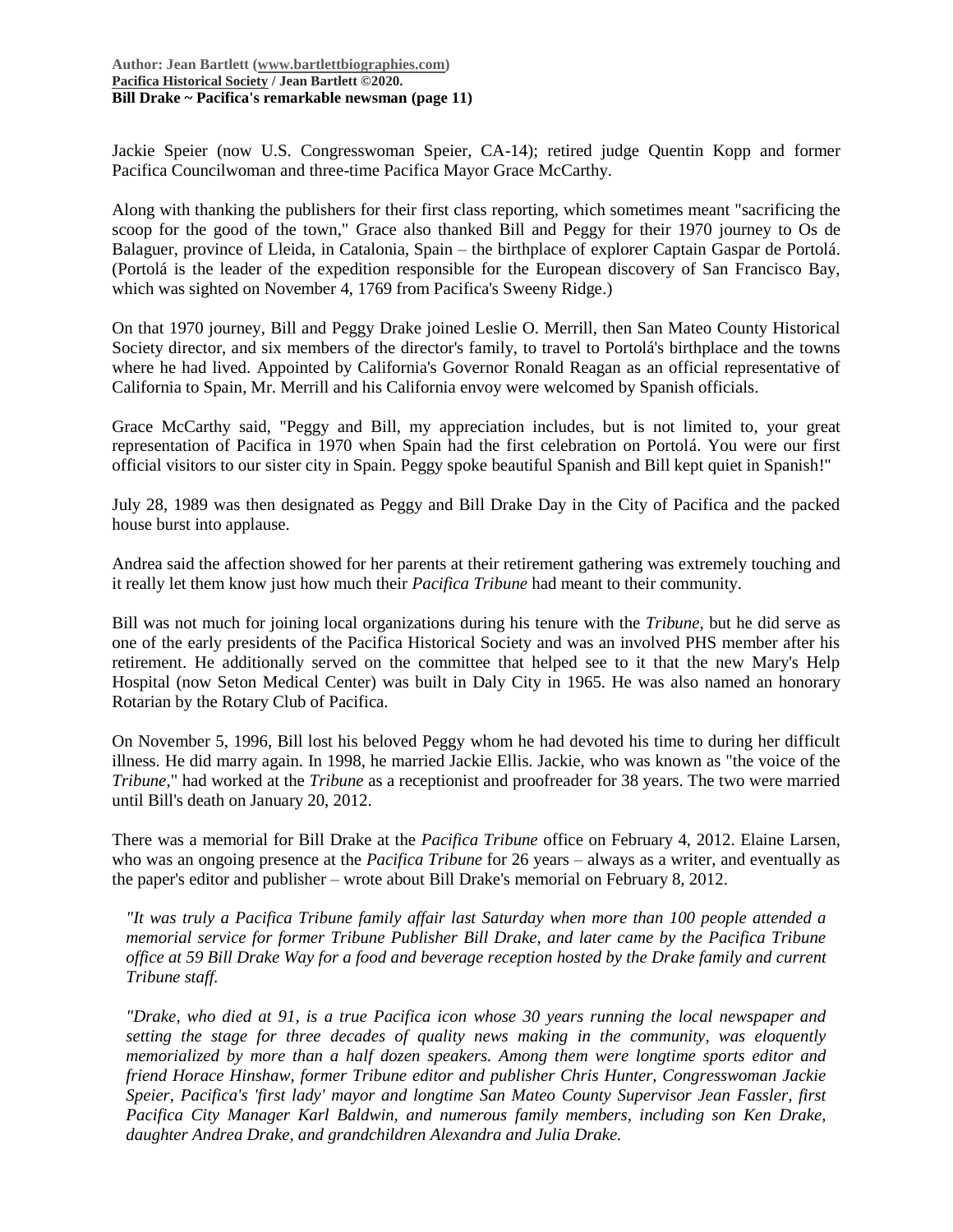Jackie Speier (now U.S. Congresswoman Speier, CA-14); retired judge Quentin Kopp and former Pacifica Councilwoman and three-time Pacifica Mayor Grace McCarthy.

Along with thanking the publishers for their first class reporting, which sometimes meant "sacrificing the scoop for the good of the town," Grace also thanked Bill and Peggy for their 1970 journey to Os de Balaguer, province of Lleida, in Catalonia, Spain – the birthplace of explorer Captain Gaspar de Portolá. (Portolá is the leader of the expedition responsible for the European discovery of San Francisco Bay, which was sighted on November 4, 1769 from Pacifica's Sweeny Ridge.)

On that 1970 journey, Bill and Peggy Drake joined Leslie O. Merrill, then San Mateo County Historical Society director, and six members of the director's family, to travel to Portolá's birthplace and the towns where he had lived. Appointed by California's Governor Ronald Reagan as an official representative of California to Spain, Mr. Merrill and his California envoy were welcomed by Spanish officials.

Grace McCarthy said, "Peggy and Bill, my appreciation includes, but is not limited to, your great representation of Pacifica in 1970 when Spain had the first celebration on Portolá. You were our first official visitors to our sister city in Spain. Peggy spoke beautiful Spanish and Bill kept quiet in Spanish!"

July 28, 1989 was then designated as Peggy and Bill Drake Day in the City of Pacifica and the packed house burst into applause.

Andrea said the affection showed for her parents at their retirement gathering was extremely touching and it really let them know just how much their *Pacifica Tribune* had meant to their community.

Bill was not much for joining local organizations during his tenure with the *Tribune*, but he did serve as one of the early presidents of the Pacifica Historical Society and was an involved PHS member after his retirement. He additionally served on the committee that helped see to it that the new Mary's Help Hospital (now Seton Medical Center) was built in Daly City in 1965. He was also named an honorary Rotarian by the Rotary Club of Pacifica.

On November 5, 1996, Bill lost his beloved Peggy whom he had devoted his time to during her difficult illness. He did marry again. In 1998, he married Jackie Ellis. Jackie, who was known as "the voice of the *Tribune*," had worked at the *Tribune* as a receptionist and proofreader for 38 years. The two were married until Bill's death on January 20, 2012.

There was a memorial for Bill Drake at the *Pacifica Tribune* office on February 4, 2012. Elaine Larsen, who was an ongoing presence at the *Pacifica Tribune* for 26 years – always as a writer, and eventually as the paper's editor and publisher – wrote about Bill Drake's memorial on February 8, 2012.

> *"It was truly a Pacifica Tribune family affair last Saturday when more than 100 people attended a memorial service for former Tribune Publisher Bill Drake, and later came by the Pacifica Tribune office at 59 Bill Drake Way for a food and beverage reception hosted by the Drake family and current Tribune staff.*
>
> *"Drake, who died at 91, is a true Pacifica icon whose 30 years running the local newspaper and setting the stage for three decades of quality news making in the community, was eloquently memorialized by more than a half dozen speakers. Among them were longtime sports editor and friend Horace Hinshaw, former Tribune editor and publisher Chris Hunter, Congresswoman Jackie Speier, Pacifica's 'first lady' mayor and longtime San Mateo County Supervisor Jean Fassler, first Pacifica City Manager Karl Baldwin, and numerous family members, including son Ken Drake, daughter Andrea Drake, and grandchildren Alexandra and Julia Drake.*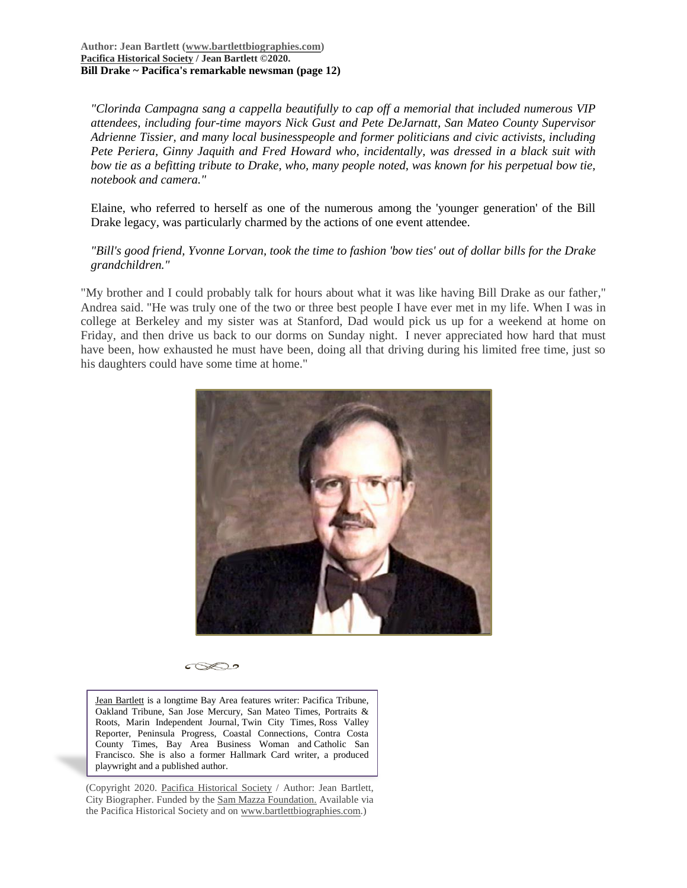*"Clorinda Campagna sang a cappella beautifully to cap off a memorial that included numerous VIP attendees, including four-time mayors Nick Gust and Pete DeJarnatt, San Mateo County Supervisor Adrienne Tissier, and many local businesspeople and former politicians and civic activists, including Pete Periera, Ginny Jaquith and Fred Howard who, incidentally, was dressed in a black suit with bow tie as a befitting tribute to Drake, who, many people noted, was known for his perpetual bow tie, notebook and camera."*

Elaine, who referred to herself as one of the numerous among the 'younger generation' of the Bill Drake legacy, was particularly charmed by the actions of one event attendee.

*"Bill's good friend, Yvonne Lorvan, took the time to fashion 'bow ties' out of dollar bills for the Drake grandchildren."*

"My brother and I could probably talk for hours about what it was like having Bill Drake as our father," Andrea said. "He was truly one of the two or three best people I have ever met in my life. When I was in college at Berkeley and my sister was at Stanford, Dad would pick us up for a weekend at home on Friday, and then drive us back to our dorms on Sunday night. I never appreciated how hard that must have been, how exhausted he must have been, doing all that driving during his limited free time, just so his daughters could have some time at home."

Jean Bartlett is a longtime Bay Area features writer: Pacifica Tribune, Oakland Tribune, San Jose Mercury, San Mateo Times, Portraits & Roots, Marin Independent Journal, Twin City Times, Ross Valley Reporter, Peninsula Progress, Coastal Connections, Contra Costa County Times, Bay Area Business Woman and Catholic San Francisco. She is also a former Hallmark Card writer, a produced playwright and a published author.

(Copyright 2020. Pacifica Historical Society / Author: Jean Bartlett, City Biographer. Funded by the Sam Mazza Foundation. Available via the Pacifica Historical Society and on www.bartlettbiographies.com.)